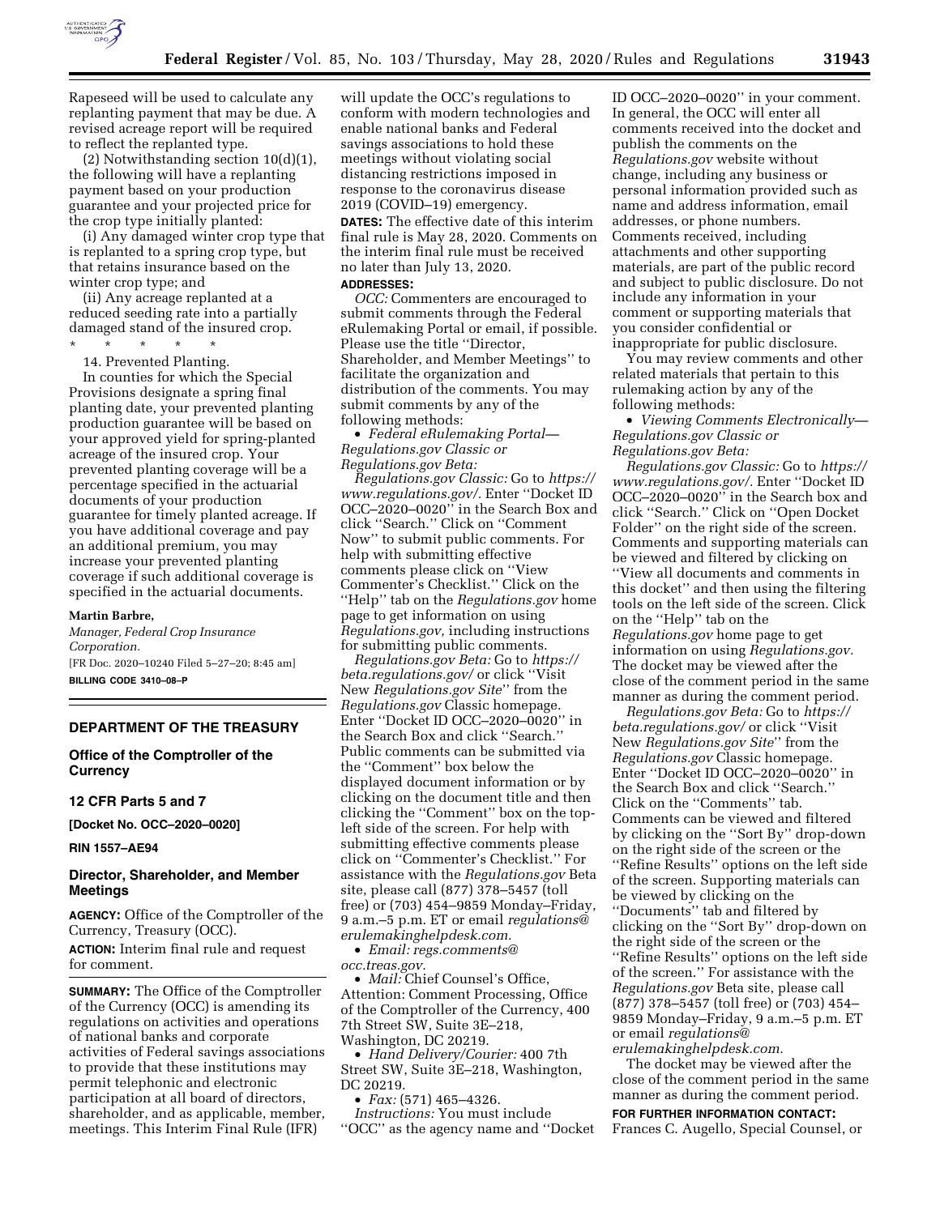Rapeseed will be used to calculate any replanting payment that may be due. A revised acreage report will be required to reflect the replanted type.

(2) Notwithstanding section 10(d)(1), the following will have a replanting payment based on your production guarantee and your projected price for the crop type initially planted:

(i) Any damaged winter crop type that is replanted to a spring crop type, but that retains insurance based on the winter crop type; and

(ii) Any acreage replanted at a reduced seeding rate into a partially damaged stand of the insured crop.

\* \* \* \* \*

14. Prevented Planting.

In counties for which the Special Provisions designate a spring final planting date, your prevented planting production guarantee will be based on your approved yield for spring-planted acreage of the insured crop. Your prevented planting coverage will be a percentage specified in the actuarial documents of your production guarantee for timely planted acreage. If you have additional coverage and pay an additional premium, you may increase your prevented planting coverage if such additional coverage is specified in the actuarial documents.

**Martin Barbre,**

*Manager, Federal Crop Insurance Corporation.*

[FR Doc. 2020–10240 Filed 5–27–20; 8:45 am]

**BILLING CODE 3410–08–P**

---

## DEPARTMENT OF THE TREASURY

### Office of the Comptroller of the Currency

### 12 CFR Parts 5 and 7

**[Docket No. OCC–2020–0020]**

**RIN 1557–AE94**

### Director, Shareholder, and Member Meetings

**AGENCY:** Office of the Comptroller of the Currency, Treasury (OCC).

**ACTION:** Interim final rule and request for comment.

**SUMMARY:** The Office of the Comptroller of the Currency (OCC) is amending its regulations on activities and operations of national banks and corporate activities of Federal savings associations to provide that these institutions may permit telephonic and electronic participation at all board of directors, shareholder, and as applicable, member, meetings. This Interim Final Rule (IFR) will update the OCC's regulations to conform with modern technologies and enable national banks and Federal savings associations to hold these meetings without violating social distancing restrictions imposed in response to the coronavirus disease 2019 (COVID–19) emergency.

**DATES:** The effective date of this interim final rule is May 28, 2020. Comments on the interim final rule must be received no later than July 13, 2020.

**ADDRESSES:**

*OCC:* Commenters are encouraged to submit comments through the Federal eRulemaking Portal or email, if possible. Please use the title ''Director, Shareholder, and Member Meetings'' to facilitate the organization and distribution of the comments. You may submit comments by any of the following methods:

- *Federal eRulemaking Portal— Regulations.gov Classic or Regulations.gov Beta:*

*Regulations.gov Classic:* Go to *https://www.regulations.gov/.* Enter ''Docket ID OCC–2020–0020'' in the Search Box and click ''Search.'' Click on ''Comment Now'' to submit public comments. For help with submitting effective comments please click on ''View Commenter's Checklist.'' Click on the ''Help'' tab on the *Regulations.gov* home page to get information on using *Regulations.gov,* including instructions for submitting public comments.

*Regulations.gov Beta:* Go to *https://beta.regulations.gov/* or click ''Visit New *Regulations.gov Site*'' from the *Regulations.gov* Classic homepage. Enter ''Docket ID OCC–2020–0020'' in the Search Box and click ''Search.'' Public comments can be submitted via the ''Comment'' box below the displayed document information or by clicking on the document title and then clicking the ''Comment'' box on the top-left side of the screen. For help with submitting effective comments please click on ''Commenter's Checklist.'' For assistance with the *Regulations.gov* Beta site, please call (877) 378–5457 (toll free) or (703) 454–9859 Monday–Friday, 9 a.m.–5 p.m. ET or email *regulations@erulemakinghelpdesk.com.*

- *Email: regs.comments@occ.treas.gov.*
- *Mail:* Chief Counsel's Office, Attention: Comment Processing, Office of the Comptroller of the Currency, 400 7th Street SW, Suite 3E–218, Washington, DC 20219.
- *Hand Delivery/Courier:* 400 7th Street SW, Suite 3E–218, Washington, DC 20219.
- *Fax:* (571) 465–4326.

*Instructions:* You must include ''OCC'' as the agency name and ''Docket ID OCC–2020–0020'' in your comment. In general, the OCC will enter all comments received into the docket and publish the comments on the *Regulations.gov* website without change, including any business or personal information provided such as name and address information, email addresses, or phone numbers. Comments received, including attachments and other supporting materials, are part of the public record and subject to public disclosure. Do not include any information in your comment or supporting materials that you consider confidential or inappropriate for public disclosure.

You may review comments and other related materials that pertain to this rulemaking action by any of the following methods:

- *Viewing Comments Electronically— Regulations.gov Classic or Regulations.gov Beta:*

*Regulations.gov Classic:* Go to *https://www.regulations.gov/.* Enter ''Docket ID OCC–2020–0020'' in the Search box and click ''Search.'' Click on ''Open Docket Folder'' on the right side of the screen. Comments and supporting materials can be viewed and filtered by clicking on ''View all documents and comments in this docket'' and then using the filtering tools on the left side of the screen. Click on the ''Help'' tab on the *Regulations.gov* home page to get information on using *Regulations.gov.* The docket may be viewed after the close of the comment period in the same manner as during the comment period.

*Regulations.gov Beta:* Go to *https://beta.regulations.gov/* or click ''Visit New *Regulations.gov Site*'' from the *Regulations.gov* Classic homepage. Enter ''Docket ID OCC–2020–0020'' in the Search Box and click ''Search.'' Click on the ''Comments'' tab. Comments can be viewed and filtered by clicking on the ''Sort By'' drop-down on the right side of the screen or the ''Refine Results'' options on the left side of the screen. Supporting materials can be viewed by clicking on the ''Documents'' tab and filtered by clicking on the ''Sort By'' drop-down on the right side of the screen or the ''Refine Results'' options on the left side of the screen.'' For assistance with the *Regulations.gov* Beta site, please call (877) 378–5457 (toll free) or (703) 454–9859 Monday–Friday, 9 a.m.–5 p.m. ET or email *regulations@erulemakinghelpdesk.com.*

The docket may be viewed after the close of the comment period in the same manner as during the comment period.

**FOR FURTHER INFORMATION CONTACT:** Frances C. Augello, Special Counsel, or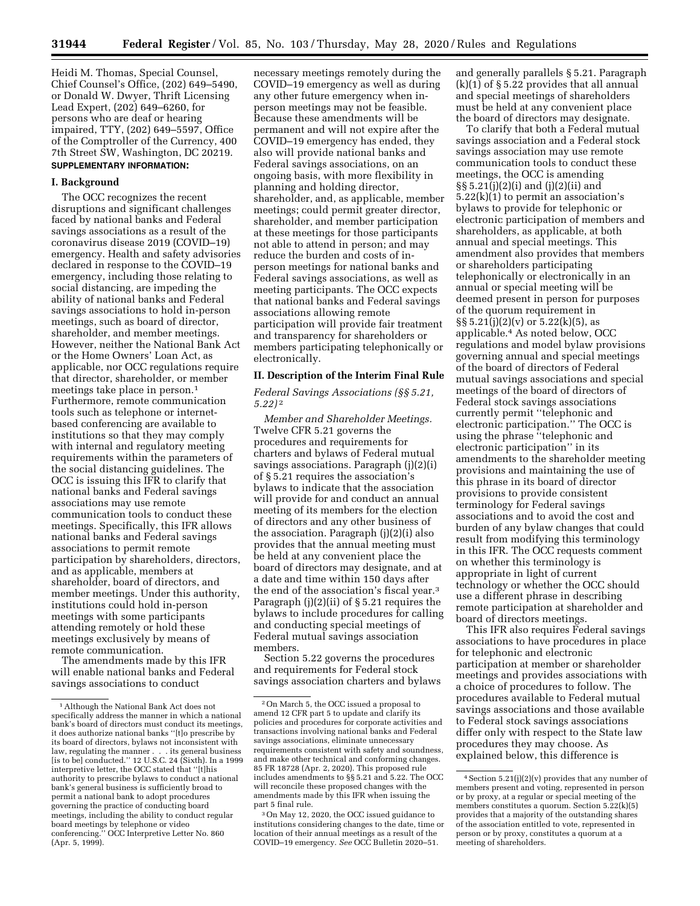Heidi M. Thomas, Special Counsel, Chief Counsel's Office, (202) 649–5490, or Donald W. Dwyer, Thrift Licensing Lead Expert, (202) 649–6260, for persons who are deaf or hearing impaired, TTY, (202) 649–5597, Office of the Comptroller of the Currency, 400 7th Street SW, Washington, DC 20219.

**SUPPLEMENTARY INFORMATION:**

## I. Background

The OCC recognizes the recent disruptions and significant challenges faced by national banks and Federal savings associations as a result of the coronavirus disease 2019 (COVID–19) emergency. Health and safety advisories declared in response to the COVID–19 emergency, including those relating to social distancing, are impeding the ability of national banks and Federal savings associations to hold in-person meetings, such as board of director, shareholder, and member meetings. However, neither the National Bank Act or the Home Owners' Loan Act, as applicable, nor OCC regulations require that director, shareholder, or member meetings take place in person.[1] Furthermore, remote communication tools such as telephone or internet-based conferencing are available to institutions so that they may comply with internal and regulatory meeting requirements within the parameters of the social distancing guidelines. The OCC is issuing this IFR to clarify that national banks and Federal savings associations may use remote communication tools to conduct these meetings. Specifically, this IFR allows national banks and Federal savings associations to permit remote participation by shareholders, directors, and as applicable, members at shareholder, board of directors, and member meetings. Under this authority, institutions could hold in-person meetings with some participants attending remotely or hold these meetings exclusively by means of remote communication.

The amendments made by this IFR will enable national banks and Federal savings associations to conduct necessary meetings remotely during the COVID–19 emergency as well as during any other future emergency when in-person meetings may not be feasible. Because these amendments will be permanent and will not expire after the COVID–19 emergency has ended, they also will provide national banks and Federal savings associations, on an ongoing basis, with more flexibility in planning and holding director, shareholder, and, as applicable, member meetings; could permit greater director, shareholder, and member participation at these meetings for those participants not able to attend in person; and may reduce the burden and costs of in-person meetings for national banks and Federal savings associations, as well as meeting participants. The OCC expects that national banks and Federal savings associations allowing remote participation will provide fair treatment and transparency for shareholders or members participating telephonically or electronically.

## II. Description of the Interim Final Rule

### *Federal Savings Associations (§§ 5.21, 5.22)* [2]

*Member and Shareholder Meetings.* Twelve CFR 5.21 governs the procedures and requirements for charters and bylaws of Federal mutual savings associations. Paragraph (j)(2)(i) of § 5.21 requires the association's bylaws to indicate that the association will provide for and conduct an annual meeting of its members for the election of directors and any other business of the association. Paragraph (j)(2)(i) also provides that the annual meeting must be held at any convenient place the board of directors may designate, and at a date and time within 150 days after the end of the association's fiscal year.[3] Paragraph (j)(2)(ii) of § 5.21 requires the bylaws to include procedures for calling and conducting special meetings of Federal mutual savings association members.

Section 5.22 governs the procedures and requirements for Federal stock savings association charters and bylaws and generally parallels § 5.21. Paragraph (k)(1) of § 5.22 provides that all annual and special meetings of shareholders must be held at any convenient place the board of directors may designate.

To clarify that both a Federal mutual savings association and a Federal stock savings association may use remote communication tools to conduct these meetings, the OCC is amending §§ 5.21(j)(2)(i) and (j)(2)(ii) and 5.22(k)(1) to permit an association's bylaws to provide for telephonic or electronic participation of members and shareholders, as applicable, at both annual and special meetings. This amendment also provides that members or shareholders participating telephonically or electronically in an annual or special meeting will be deemed present in person for purposes of the quorum requirement in §§ 5.21(j)(2)(v) or 5.22(k)(5), as applicable.[4] As noted below, OCC regulations and model bylaw provisions governing annual and special meetings of the board of directors of Federal mutual savings associations and special meetings of the board of directors of Federal stock savings associations currently permit "telephonic and electronic participation." The OCC is using the phrase "telephonic and electronic participation" in its amendments to the shareholder meeting provisions and maintaining the use of this phrase in its board of director provisions to provide consistent terminology for Federal savings associations and to avoid the cost and burden of any bylaw changes that could result from modifying this terminology in this IFR. The OCC requests comment on whether this terminology is appropriate in light of current technology or whether the OCC should use a different phrase in describing remote participation at shareholder and board of directors meetings.

This IFR also requires Federal savings associations to have procedures in place for telephonic and electronic participation at member or shareholder meetings and provides associations with a choice of procedures to follow. The procedures available to Federal mutual savings associations and those available to Federal stock savings associations differ only with respect to the State law procedures they choose. As explained below, this difference is

---

[1] Although the National Bank Act does not specifically address the manner in which a national bank's board of directors must conduct its meetings, it does authorize national banks "[t]o prescribe by its board of directors, bylaws not inconsistent with law, regulating the manner . . . its general business [is to be] conducted." 12 U.S.C. 24 (Sixth). In a 1999 interpretive letter, the OCC stated that "[t]his authority to prescribe bylaws to conduct a national bank's general business is sufficiently broad to permit a national bank to adopt procedures governing the practice of conducting board meetings, including the ability to conduct regular board meetings by telephone or video conferencing." OCC Interpretive Letter No. 860 (Apr. 5, 1999).

[2] On March 5, the OCC issued a proposal to amend 12 CFR part 5 to update and clarify its policies and procedures for corporate activities and transactions involving national banks and Federal savings associations, eliminate unnecessary requirements consistent with safety and soundness, and make other technical and conforming changes. 85 FR 18728 (Apr. 2, 2020). This proposed rule includes amendments to §§ 5.21 and 5.22. The OCC will reconcile these proposed changes with the amendments made by this IFR when issuing the part 5 final rule.

[3] On May 12, 2020, the OCC issued guidance to institutions considering changes to the date, time or location of their annual meetings as a result of the COVID–19 emergency. *See* OCC Bulletin 2020–51.

[4] Section 5.21(j)(2)(v) provides that any number of members present and voting, represented in person or by proxy, at a regular or special meeting of the members constitutes a quorum. Section 5.22(k)(5) provides that a majority of the outstanding shares of the association entitled to vote, represented in person or by proxy, constitutes a quorum at a meeting of shareholders.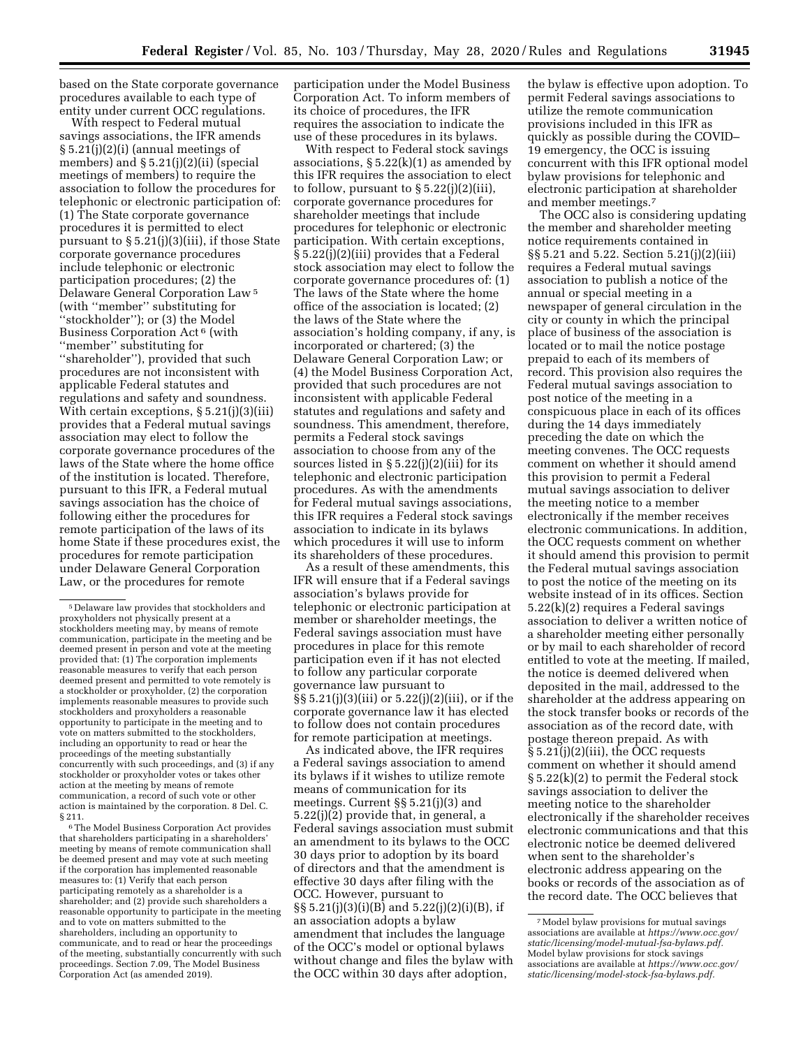based on the State corporate governance procedures available to each type of entity under current OCC regulations.

With respect to Federal mutual savings associations, the IFR amends § 5.21(j)(2)(i) (annual meetings of members) and § 5.21(j)(2)(ii) (special meetings of members) to require the association to follow the procedures for telephonic or electronic participation of: (1) The State corporate governance procedures it is permitted to elect pursuant to § 5.21(j)(3)(iii), if those State corporate governance procedures include telephonic or electronic participation procedures; (2) the Delaware General Corporation Law [5] (with ''member'' substituting for ''stockholder''); or (3) the Model Business Corporation Act [6] (with ''member'' substituting for ''shareholder''), provided that such procedures are not inconsistent with applicable Federal statutes and regulations and safety and soundness. With certain exceptions, § 5.21(j)(3)(iii) provides that a Federal mutual savings association may elect to follow the corporate governance procedures of the laws of the State where the home office of the institution is located. Therefore, pursuant to this IFR, a Federal mutual savings association has the choice of following either the procedures for remote participation of the laws of its home State if these procedures exist, the procedures for remote participation under Delaware General Corporation Law, or the procedures for remote participation under the Model Business Corporation Act. To inform members of its choice of procedures, the IFR requires the association to indicate the use of these procedures in its bylaws.

With respect to Federal stock savings associations, § 5.22(k)(1) as amended by this IFR requires the association to elect to follow, pursuant to § 5.22(j)(2)(iii), corporate governance procedures for shareholder meetings that include procedures for telephonic or electronic participation. With certain exceptions, § 5.22(j)(2)(iii) provides that a Federal stock association may elect to follow the corporate governance procedures of: (1) The laws of the State where the home office of the association is located; (2) the laws of the State where the association's holding company, if any, is incorporated or chartered; (3) the Delaware General Corporation Law; or (4) the Model Business Corporation Act, provided that such procedures are not inconsistent with applicable Federal statutes and regulations and safety and soundness. This amendment, therefore, permits a Federal stock savings association to choose from any of the sources listed in § 5.22(j)(2)(iii) for its telephonic and electronic participation procedures. As with the amendments for Federal mutual savings associations, this IFR requires a Federal stock savings association to indicate in its bylaws which procedures it will use to inform its shareholders of these procedures.

As a result of these amendments, this IFR will ensure that if a Federal savings association's bylaws provide for telephonic or electronic participation at member or shareholder meetings, the Federal savings association must have procedures in place for this remote participation even if it has not elected to follow any particular corporate governance law pursuant to §§ 5.21(j)(3)(iii) or 5.22(j)(2)(iii), or if the corporate governance law it has elected to follow does not contain procedures for remote participation at meetings.

As indicated above, the IFR requires a Federal savings association to amend its bylaws if it wishes to utilize remote means of communication for its meetings. Current §§ 5.21(j)(3) and 5.22(j)(2) provide that, in general, a Federal savings association must submit an amendment to its bylaws to the OCC 30 days prior to adoption by its board of directors and that the amendment is effective 30 days after filing with the OCC. However, pursuant to §§ 5.21(j)(3)(i)(B) and 5.22(j)(2)(i)(B), if an association adopts a bylaw amendment that includes the language of the OCC's model or optional bylaws without change and files the bylaw with the OCC within 30 days after adoption, the bylaw is effective upon adoption. To permit Federal savings associations to utilize the remote communication provisions included in this IFR as quickly as possible during the COVID–19 emergency, the OCC is issuing concurrent with this IFR optional model bylaw provisions for telephonic and electronic participation at shareholder and member meetings.[7]

The OCC also is considering updating the member and shareholder meeting notice requirements contained in §§ 5.21 and 5.22. Section 5.21(j)(2)(iii) requires a Federal mutual savings association to publish a notice of the annual or special meeting in a newspaper of general circulation in the city or county in which the principal place of business of the association is located or to mail the notice postage prepaid to each of its members of record. This provision also requires the Federal mutual savings association to post notice of the meeting in a conspicuous place in each of its offices during the 14 days immediately preceding the date on which the meeting convenes. The OCC requests comment on whether it should amend this provision to permit a Federal mutual savings association to deliver the meeting notice to a member electronically if the member receives electronic communications. In addition, the OCC requests comment on whether it should amend this provision to permit the Federal mutual savings association to post the notice of the meeting on its website instead of in its offices. Section 5.22(k)(2) requires a Federal savings association to deliver a written notice of a shareholder meeting either personally or by mail to each shareholder of record entitled to vote at the meeting. If mailed, the notice is deemed delivered when deposited in the mail, addressed to the shareholder at the address appearing on the stock transfer books or records of the association as of the record date, with postage thereon prepaid. As with § 5.21(j)(2)(iii), the OCC requests comment on whether it should amend § 5.22(k)(2) to permit the Federal stock savings association to deliver the meeting notice to the shareholder electronically if the shareholder receives electronic communications and that this electronic notice be deemed delivered when sent to the shareholder's electronic address appearing on the books or records of the association as of the record date. The OCC believes that

---

[5] Delaware law provides that stockholders and proxyholders not physically present at a stockholders meeting may, by means of remote communication, participate in the meeting and be deemed present in person and vote at the meeting provided that: (1) The corporation implements reasonable measures to verify that each person deemed present and permitted to vote remotely is a stockholder or proxyholder, (2) the corporation implements reasonable measures to provide such stockholders and proxyholders a reasonable opportunity to participate in the meeting and to vote on matters submitted to the stockholders, including an opportunity to read or hear the proceedings of the meeting substantially concurrently with such proceedings, and (3) if any stockholder or proxyholder votes or takes other action at the meeting by means of remote communication, a record of such vote or other action is maintained by the corporation. 8 Del. C. § 211.

[6] The Model Business Corporation Act provides that shareholders participating in a shareholders' meeting by means of remote communication shall be deemed present and may vote at such meeting if the corporation has implemented reasonable measures to: (1) Verify that each person participating remotely as a shareholder is a shareholder; and (2) provide such shareholders a reasonable opportunity to participate in the meeting and to vote on matters submitted to the shareholders, including an opportunity to communicate, and to read or hear the proceedings of the meeting, substantially concurrently with such proceedings. Section 7.09, The Model Business Corporation Act (as amended 2019).

[7] Model bylaw provisions for mutual savings associations are available at *https://www.occ.gov/static/licensing/model-mutual-fsa-bylaws.pdf*. Model bylaw provisions for stock savings associations are available at *https://www.occ.gov/static/licensing/model-stock-fsa-bylaws.pdf*.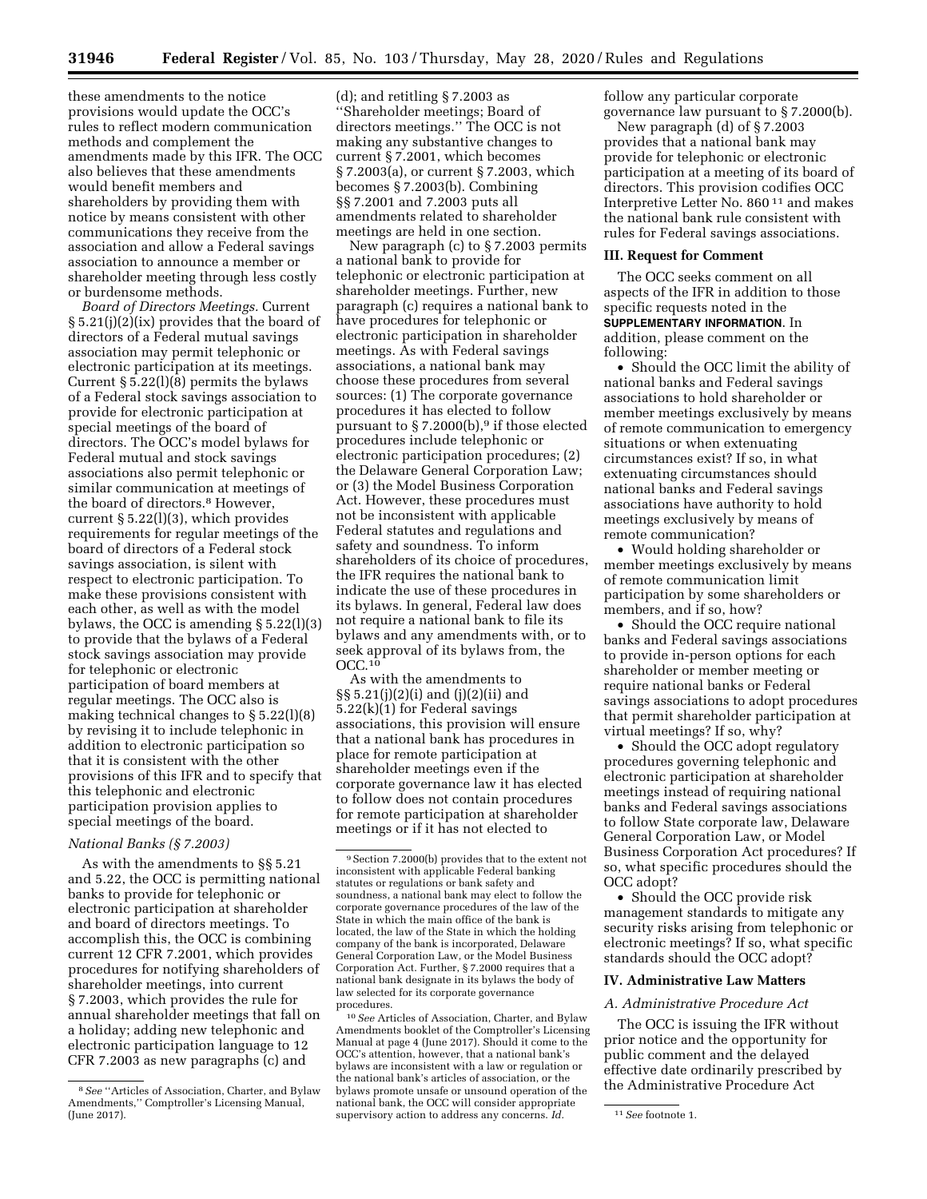these amendments to the notice provisions would update the OCC's rules to reflect modern communication methods and complement the amendments made by this IFR. The OCC also believes that these amendments would benefit members and shareholders by providing them with notice by means consistent with other communications they receive from the association and allow a Federal savings association to announce a member or shareholder meeting through less costly or burdensome methods.

*Board of Directors Meetings.* Current § 5.21(j)(2)(ix) provides that the board of directors of a Federal mutual savings association may permit telephonic or electronic participation at its meetings. Current § 5.22(l)(8) permits the bylaws of a Federal stock savings association to provide for electronic participation at special meetings of the board of directors. The OCC's model bylaws for Federal mutual and stock savings associations also permit telephonic or similar communication at meetings of the board of directors.[8] However, current § 5.22(l)(3), which provides requirements for regular meetings of the board of directors of a Federal stock savings association, is silent with respect to electronic participation. To make these provisions consistent with each other, as well as with the model bylaws, the OCC is amending § 5.22(l)(3) to provide that the bylaws of a Federal stock savings association may provide for telephonic or electronic participation of board members at regular meetings. The OCC also is making technical changes to § 5.22(l)(8) by revising it to include telephonic in addition to electronic participation so that it is consistent with the other provisions of this IFR and to specify that this telephonic and electronic participation provision applies to special meetings of the board.

### *National Banks (§ 7.2003)*

As with the amendments to §§ 5.21 and 5.22, the OCC is permitting national banks to provide for telephonic or electronic participation at shareholder and board of directors meetings. To accomplish this, the OCC is combining current 12 CFR 7.2001, which provides procedures for notifying shareholders of shareholder meetings, into current § 7.2003, which provides the rule for annual shareholder meetings that fall on a holiday; adding new telephonic and electronic participation language to 12 CFR 7.2003 as new paragraphs (c) and (d); and retitling § 7.2003 as ''Shareholder meetings; Board of directors meetings.'' The OCC is not making any substantive changes to current § 7.2001, which becomes § 7.2003(a), or current § 7.2003, which becomes § 7.2003(b). Combining §§ 7.2001 and 7.2003 puts all amendments related to shareholder meetings are held in one section.

New paragraph (c) to § 7.2003 permits a national bank to provide for telephonic or electronic participation at shareholder meetings. Further, new paragraph (c) requires a national bank to have procedures for telephonic or electronic participation in shareholder meetings. As with Federal savings associations, a national bank may choose these procedures from several sources: (1) The corporate governance procedures it has elected to follow pursuant to § 7.2000(b),[9] if those elected procedures include telephonic or electronic participation procedures; (2) the Delaware General Corporation Law; or (3) the Model Business Corporation Act. However, these procedures must not be inconsistent with applicable Federal statutes and regulations and safety and soundness. To inform shareholders of its choice of procedures, the IFR requires the national bank to indicate the use of these procedures in its bylaws. In general, Federal law does not require a national bank to file its bylaws and any amendments with, or to seek approval of its bylaws from, the OCC.[10]

As with the amendments to §§ 5.21(j)(2)(i) and (j)(2)(ii) and 5.22(k)(1) for Federal savings associations, this provision will ensure that a national bank has procedures in place for remote participation at shareholder meetings even if the corporate governance law it has elected to follow does not contain procedures for remote participation at shareholder meetings or if it has not elected to follow any particular corporate governance law pursuant to § 7.2000(b).

New paragraph (d) of § 7.2003 provides that a national bank may provide for telephonic or electronic participation at a meeting of its board of directors. This provision codifies OCC Interpretive Letter No. 860[11] and makes the national bank rule consistent with rules for Federal savings associations.

## III. Request for Comment

The OCC seeks comment on all aspects of the IFR in addition to those specific requests noted in the **SUPPLEMENTARY INFORMATION**. In addition, please comment on the following:

- Should the OCC limit the ability of national banks and Federal savings associations to hold shareholder or member meetings exclusively by means of remote communication to emergency situations or when extenuating circumstances exist? If so, in what extenuating circumstances should national banks and Federal savings associations have authority to hold meetings exclusively by means of remote communication?
- Would holding shareholder or member meetings exclusively by means of remote communication limit participation by some shareholders or members, and if so, how?
- Should the OCC require national banks and Federal savings associations to provide in-person options for each shareholder or member meeting or require national banks or Federal savings associations to adopt procedures that permit shareholder participation at virtual meetings? If so, why?
- Should the OCC adopt regulatory procedures governing telephonic and electronic participation at shareholder meetings instead of requiring national banks and Federal savings associations to follow State corporate law, Delaware General Corporation Law, or Model Business Corporation Act procedures? If so, what specific procedures should the OCC adopt?
- Should the OCC provide risk management standards to mitigate any security risks arising from telephonic or electronic meetings? If so, what specific standards should the OCC adopt?

## IV. Administrative Law Matters

### *A. Administrative Procedure Act*

The OCC is issuing the IFR without prior notice and the opportunity for public comment and the delayed effective date ordinarily prescribed by the Administrative Procedure Act

---

[8] *See* ''Articles of Association, Charter, and Bylaw Amendments,'' Comptroller's Licensing Manual, (June 2017).

[9] Section 7.2000(b) provides that to the extent not inconsistent with applicable Federal banking statutes or regulations or bank safety and soundness, a national bank may elect to follow the corporate governance procedures of the law of the State in which the main office of the bank is located, the law of the State in which the holding company of the bank is incorporated, Delaware General Corporation Law, or the Model Business Corporation Act. Further, § 7.2000 requires that a national bank designate in its bylaws the body of law selected for its corporate governance procedures.

[10] *See* Articles of Association, Charter, and Bylaw Amendments booklet of the Comptroller's Licensing Manual at page 4 (June 2017). Should it come to the OCC's attention, however, that a national bank's bylaws are inconsistent with a law or regulation or the national bank's articles of association, or the bylaws promote unsafe or unsound operation of the national bank, the OCC will consider appropriate supervisory action to address any concerns. *Id.*

[11] *See* footnote 1.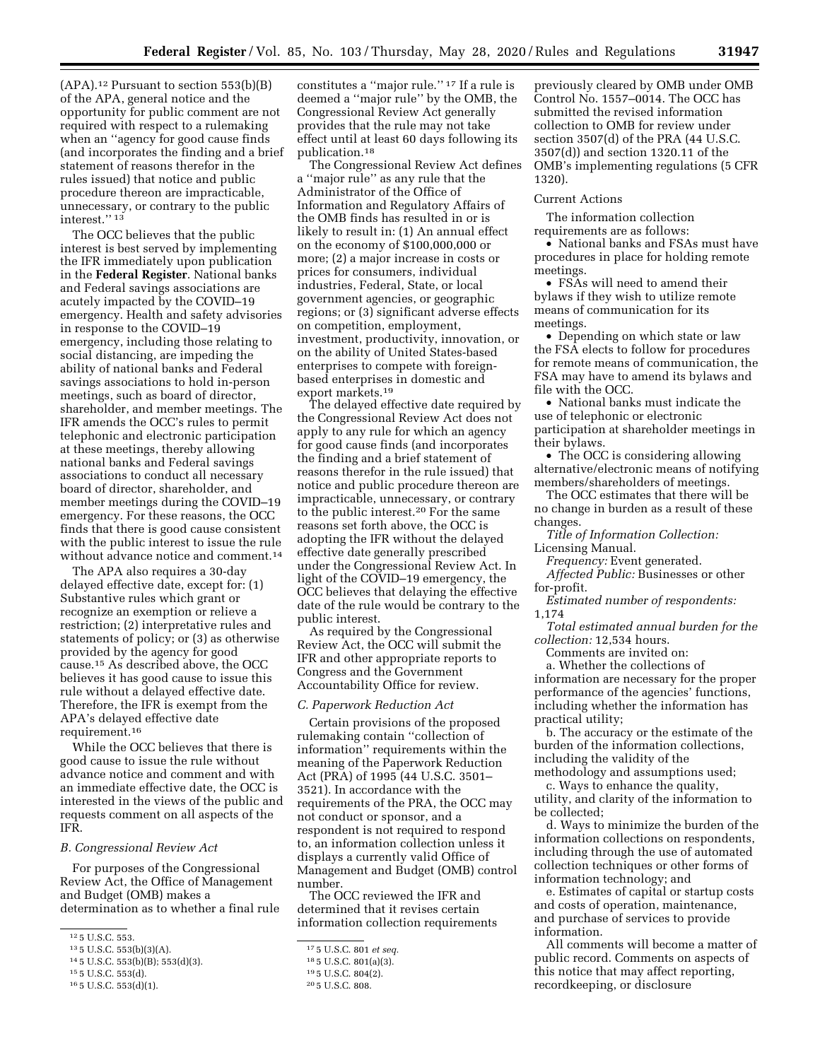(APA).[12] Pursuant to section 553(b)(B) of the APA, general notice and the opportunity for public comment are not required with respect to a rulemaking when an ''agency for good cause finds (and incorporates the finding and a brief statement of reasons therefor in the rules issued) that notice and public procedure thereon are impracticable, unnecessary, or contrary to the public interest.'' [13]

The OCC believes that the public interest is best served by implementing the IFR immediately upon publication in the **Federal Register**. National banks and Federal savings associations are acutely impacted by the COVID–19 emergency. Health and safety advisories in response to the COVID–19 emergency, including those relating to social distancing, are impeding the ability of national banks and Federal savings associations to hold in-person meetings, such as board of director, shareholder, and member meetings. The IFR amends the OCC's rules to permit telephonic and electronic participation at these meetings, thereby allowing national banks and Federal savings associations to conduct all necessary board of director, shareholder, and member meetings during the COVID–19 emergency. For these reasons, the OCC finds that there is good cause consistent with the public interest to issue the rule without advance notice and comment.[14]

The APA also requires a 30-day delayed effective date, except for: (1) Substantive rules which grant or recognize an exemption or relieve a restriction; (2) interpretative rules and statements of policy; or (3) as otherwise provided by the agency for good cause.[15] As described above, the OCC believes it has good cause to issue this rule without a delayed effective date. Therefore, the IFR is exempt from the APA's delayed effective date requirement.[16]

While the OCC believes that there is good cause to issue the rule without advance notice and comment and with an immediate effective date, the OCC is interested in the views of the public and requests comment on all aspects of the IFR.

### B. Congressional Review Act

For purposes of the Congressional Review Act, the Office of Management and Budget (OMB) makes a determination as to whether a final rule constitutes a ''major rule.'' [17] If a rule is deemed a ''major rule'' by the OMB, the Congressional Review Act generally provides that the rule may not take effect until at least 60 days following its publication.[18]

The Congressional Review Act defines a ''major rule'' as any rule that the Administrator of the Office of Information and Regulatory Affairs of the OMB finds has resulted in or is likely to result in: (1) An annual effect on the economy of $100,000,000 or more; (2) a major increase in costs or prices for consumers, individual industries, Federal, State, or local government agencies, or geographic regions; or (3) significant adverse effects on competition, employment, investment, productivity, innovation, or on the ability of United States-based enterprises to compete with foreign-based enterprises in domestic and export markets.[19]

The delayed effective date required by the Congressional Review Act does not apply to any rule for which an agency for good cause finds (and incorporates the finding and a brief statement of reasons therefor in the rule issued) that notice and public procedure thereon are impracticable, unnecessary, or contrary to the public interest.[20] For the same reasons set forth above, the OCC is adopting the IFR without the delayed effective date generally prescribed under the Congressional Review Act. In light of the COVID–19 emergency, the OCC believes that delaying the effective date of the rule would be contrary to the public interest.

As required by the Congressional Review Act, the OCC will submit the IFR and other appropriate reports to Congress and the Government Accountability Office for review.

### C. Paperwork Reduction Act

Certain provisions of the proposed rulemaking contain ''collection of information'' requirements within the meaning of the Paperwork Reduction Act (PRA) of 1995 (44 U.S.C. 3501–3521). In accordance with the requirements of the PRA, the OCC may not conduct or sponsor, and a respondent is not required to respond to, an information collection unless it displays a currently valid Office of Management and Budget (OMB) control number.

The OCC reviewed the IFR and determined that it revises certain information collection requirements previously cleared by OMB under OMB Control No. 1557–0014. The OCC has submitted the revised information collection to OMB for review under section 3507(d) of the PRA (44 U.S.C. 3507(d)) and section 1320.11 of the OMB's implementing regulations (5 CFR 1320).

Current Actions

The information collection requirements are as follows:

- National banks and FSAs must have procedures in place for holding remote meetings.
- FSAs will need to amend their bylaws if they wish to utilize remote means of communication for its meetings.
- Depending on which state or law the FSA elects to follow for procedures for remote means of communication, the FSA may have to amend its bylaws and file with the OCC.
- National banks must indicate the use of telephonic or electronic participation at shareholder meetings in their bylaws.
- The OCC is considering allowing alternative/electronic means of notifying members/shareholders of meetings.

The OCC estimates that there will be no change in burden as a result of these changes.

*Title of Information Collection:* Licensing Manual.

*Frequency:* Event generated.

*Affected Public:* Businesses or other for-profit.

*Estimated number of respondents:* 1,174

*Total estimated annual burden for the collection:* 12,534 hours.

Comments are invited on:

a. Whether the collections of information are necessary for the proper performance of the agencies' functions, including whether the information has practical utility;

b. The accuracy or the estimate of the burden of the information collections, including the validity of the methodology and assumptions used;

c. Ways to enhance the quality, utility, and clarity of the information to be collected;

d. Ways to minimize the burden of the information collections on respondents, including through the use of automated collection techniques or other forms of information technology; and

e. Estimates of capital or startup costs and costs of operation, maintenance, and purchase of services to provide information.

All comments will become a matter of public record. Comments on aspects of this notice that may affect reporting, recordkeeping, or disclosure

---

[12] 5 U.S.C. 553.

[13] 5 U.S.C. 553(b)(3)(A).

[14] 5 U.S.C. 553(b)(B); 553(d)(3).

[15] 5 U.S.C. 553(d).

[16] 5 U.S.C. 553(d)(1).

[17] 5 U.S.C. 801 *et seq.*

[18] 5 U.S.C. 801(a)(3).

[19] 5 U.S.C. 804(2).

[20] 5 U.S.C. 808.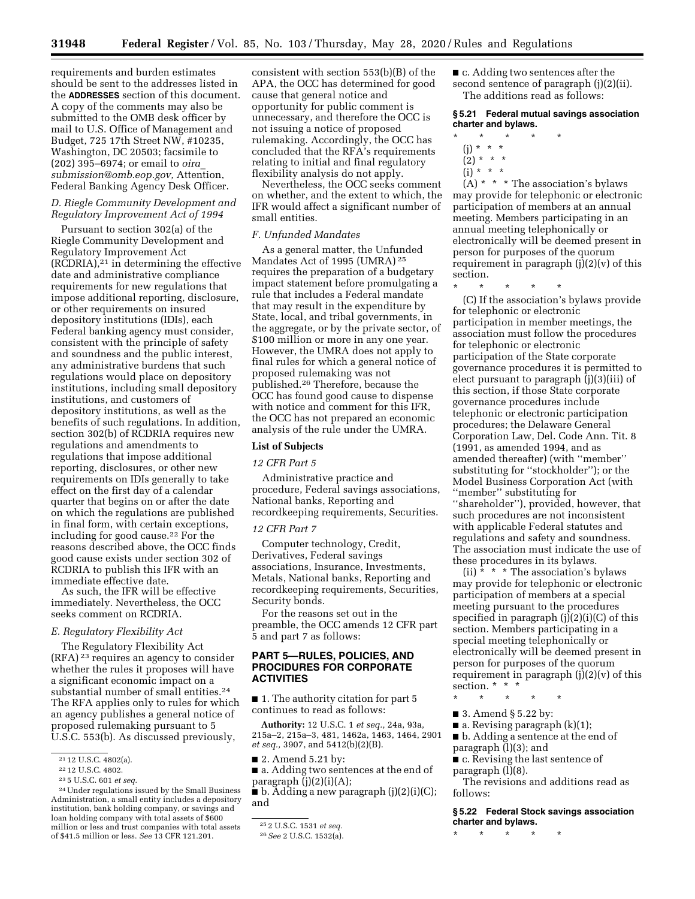requirements and burden estimates should be sent to the addresses listed in the **ADDRESSES** section of this document. A copy of the comments may also be submitted to the OMB desk officer by mail to U.S. Office of Management and Budget, 725 17th Street NW, #10235, Washington, DC 20503; facsimile to (202) 395–6974; or email to *oira_submission@omb.eop.gov,* Attention, Federal Banking Agency Desk Officer.

### *D. Riegle Community Development and Regulatory Improvement Act of 1994*

Pursuant to section 302(a) of the Riegle Community Development and Regulatory Improvement Act (RCDRIA),[21] in determining the effective date and administrative compliance requirements for new regulations that impose additional reporting, disclosure, or other requirements on insured depository institutions (IDIs), each Federal banking agency must consider, consistent with the principle of safety and soundness and the public interest, any administrative burdens that such regulations would place on depository institutions, including small depository institutions, and customers of depository institutions, as well as the benefits of such regulations. In addition, section 302(b) of RCDRIA requires new regulations and amendments to regulations that impose additional reporting, disclosures, or other new requirements on IDIs generally to take effect on the first day of a calendar quarter that begins on or after the date on which the regulations are published in final form, with certain exceptions, including for good cause.[22] For the reasons described above, the OCC finds good cause exists under section 302 of RCDRIA to publish this IFR with an immediate effective date.

As such, the IFR will be effective immediately. Nevertheless, the OCC seeks comment on RCDRIA.

### *E. Regulatory Flexibility Act*

The Regulatory Flexibility Act (RFA)[23] requires an agency to consider whether the rules it proposes will have a significant economic impact on a substantial number of small entities.[24] The RFA applies only to rules for which an agency publishes a general notice of proposed rulemaking pursuant to 5 U.S.C. 553(b). As discussed previously, consistent with section 553(b)(B) of the APA, the OCC has determined for good cause that general notice and opportunity for public comment is unnecessary, and therefore the OCC is not issuing a notice of proposed rulemaking. Accordingly, the OCC has concluded that the RFA's requirements relating to initial and final regulatory flexibility analysis do not apply.

Nevertheless, the OCC seeks comment on whether, and the extent to which, the IFR would affect a significant number of small entities.

### *F. Unfunded Mandates*

As a general matter, the Unfunded Mandates Act of 1995 (UMRA)[25] requires the preparation of a budgetary impact statement before promulgating a rule that includes a Federal mandate that may result in the expenditure by State, local, and tribal governments, in the aggregate, or by the private sector, of $100 million or more in any one year. However, the UMRA does not apply to final rules for which a general notice of proposed rulemaking was not published.[26] Therefore, because the OCC has found good cause to dispense with notice and comment for this IFR, the OCC has not prepared an economic analysis of the rule under the UMRA.

## List of Subjects

### *12 CFR Part 5*

Administrative practice and procedure, Federal savings associations, National banks, Reporting and recordkeeping requirements, Securities.

### *12 CFR Part 7*

Computer technology, Credit, Derivatives, Federal savings associations, Insurance, Investments, Metals, National banks, Reporting and recordkeeping requirements, Securities, Security bonds.

For the reasons set out in the preamble, the OCC amends 12 CFR part 5 and part 7 as follows:

## PART 5—RULES, POLICIES, AND PROCEDURES FOR CORPORATE ACTIVITIES

■ 1. The authority citation for part 5 continues to read as follows:

**Authority:** 12 U.S.C. 1 *et seq.,* 24a, 93a, 215a–2, 215a–3, 481, 1462a, 1463, 1464, 2901 *et seq.,* 3907, and 5412(b)(2)(B).

■ 2. Amend 5.21 by:

■ a. Adding two sentences at the end of paragraph (j)(2)(i)(A);

■ b. Adding a new paragraph (j)(2)(i)(C); and

■ c. Adding two sentences after the second sentence of paragraph (j)(2)(ii).

The additions read as follows:

### § 5.21 Federal mutual savings association charter and bylaws.

\* \* \* \* \*

(j) \* \* \*

(2) \* \* \*

(i) \* \* \*

(A) \* \* \* The association's bylaws may provide for telephonic or electronic participation of members at an annual meeting. Members participating in an annual meeting telephonically or electronically will be deemed present in person for purposes of the quorum requirement in paragraph (j)(2)(v) of this section.

\* \* \* \* \*

(C) If the association's bylaws provide for telephonic or electronic participation in member meetings, the association must follow the procedures for telephonic or electronic participation of the State corporate governance procedures it is permitted to elect pursuant to paragraph (j)(3)(iii) of this section, if those State corporate governance procedures include telephonic or electronic participation procedures; the Delaware General Corporation Law, Del. Code Ann. Tit. 8 (1991, as amended 1994, and as amended thereafter) (with "member" substituting for "stockholder"); or the Model Business Corporation Act (with "member" substituting for "shareholder"), provided, however, that such procedures are not inconsistent with applicable Federal statutes and regulations and safety and soundness. The association must indicate the use of these procedures in its bylaws.

(ii) \* \* \* The association's bylaws may provide for telephonic or electronic participation of members at a special meeting pursuant to the procedures specified in paragraph (j)(2)(i)(C) of this section. Members participating in a special meeting telephonically or electronically will be deemed present in person for purposes of the quorum requirement in paragraph (j)(2)(v) of this section. \* \* \*

\* \* \* \* \*

■ 3. Amend § 5.22 by:

■ a. Revising paragraph (k)(1);

■ b. Adding a sentence at the end of paragraph (l)(3); and

■ c. Revising the last sentence of paragraph (l)(8).

The revisions and additions read as follows:

### § 5.22 Federal Stock savings association charter and bylaws.

\* \* \* \* \*

---

[21] 12 U.S.C. 4802(a).

[22] 12 U.S.C. 4802.

[23] 5 U.S.C. 601 *et seq.*

[24] Under regulations issued by the Small Business Administration, a small entity includes a depository institution, bank holding company, or savings and loan holding company with total assets of $600 million or less and trust companies with total assets of $41.5 million or less. *See* 13 CFR 121.201.

[25] 2 U.S.C. 1531 *et seq.*

[26] *See* 2 U.S.C. 1532(a).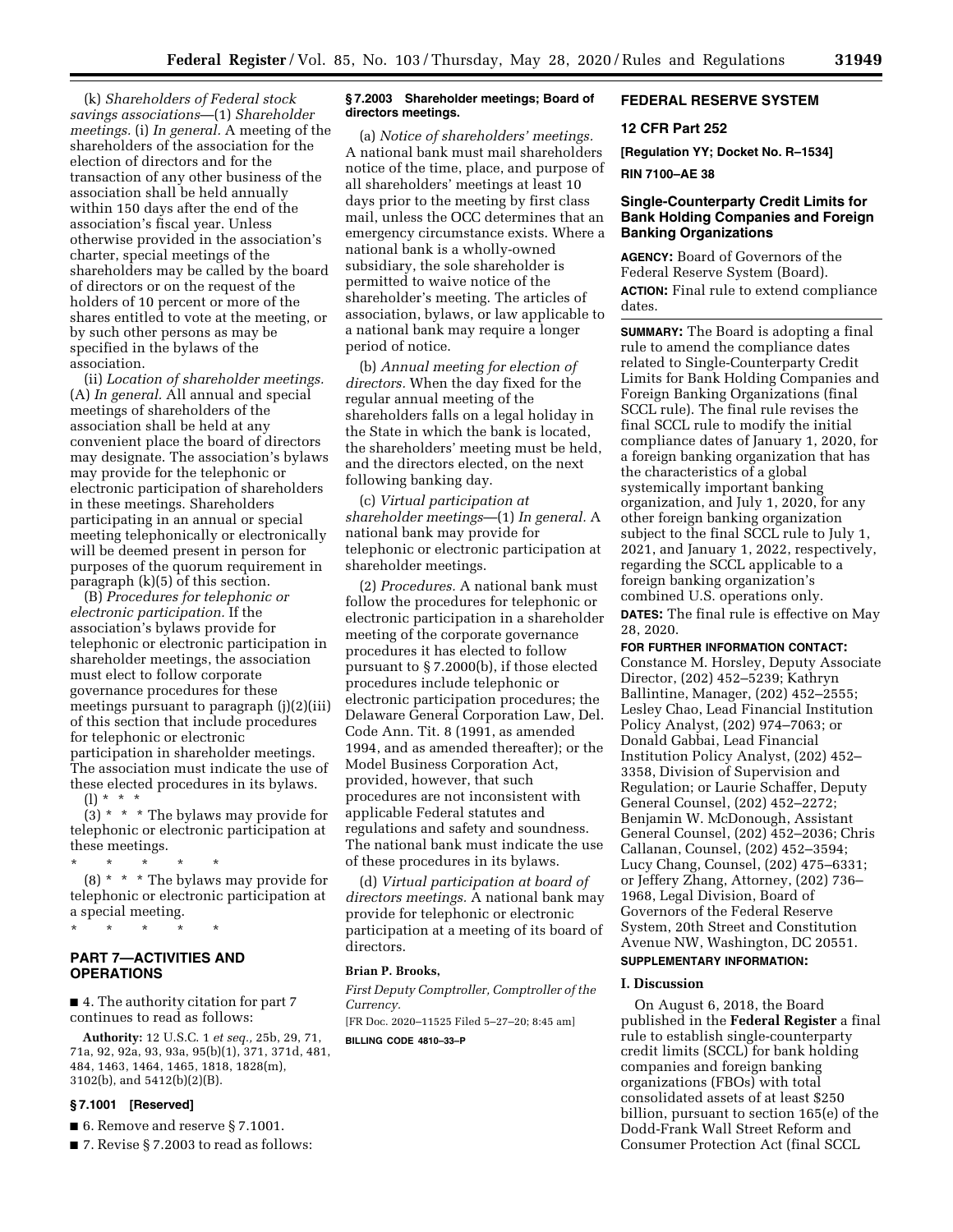(k) *Shareholders of Federal stock savings associations*—(1) *Shareholder meetings.* (i) *In general.* A meeting of the shareholders of the association for the election of directors and for the transaction of any other business of the association shall be held annually within 150 days after the end of the association's fiscal year. Unless otherwise provided in the association's charter, special meetings of the shareholders may be called by the board of directors or on the request of the holders of 10 percent or more of the shares entitled to vote at the meeting, or by such other persons as may be specified in the bylaws of the association.

(ii) *Location of shareholder meetings.* (A) *In general.* All annual and special meetings of shareholders of the association shall be held at any convenient place the board of directors may designate. The association's bylaws may provide for the telephonic or electronic participation of shareholders in these meetings. Shareholders participating in an annual or special meeting telephonically or electronically will be deemed present in person for purposes of the quorum requirement in paragraph (k)(5) of this section.

(B) *Procedures for telephonic or electronic participation.* If the association's bylaws provide for telephonic or electronic participation in shareholder meetings, the association must elect to follow corporate governance procedures for these meetings pursuant to paragraph (j)(2)(iii) of this section that include procedures for telephonic or electronic participation in shareholder meetings. The association must indicate the use of these elected procedures in its bylaws.

(l) * * *

(3) * * * The bylaws may provide for telephonic or electronic participation at these meetings.

\* \* \* \* \*

(8) * * * The bylaws may provide for telephonic or electronic participation at a special meeting.

\* \* \* \* \*

## PART 7—ACTIVITIES AND OPERATIONS

■ 4. The authority citation for part 7 continues to read as follows:

**Authority:** 12 U.S.C. 1 *et seq.,* 25b, 29, 71, 71a, 92, 92a, 93, 93a, 95(b)(1), 371, 371d, 481, 484, 1463, 1464, 1465, 1818, 1828(m), 3102(b), and 5412(b)(2)(B).

### § 7.1001 [Reserved]

■ 6. Remove and reserve § 7.1001.

■ 7. Revise § 7.2003 to read as follows:

### § 7.2003 Shareholder meetings; Board of directors meetings.

(a) *Notice of shareholders' meetings.* A national bank must mail shareholders notice of the time, place, and purpose of all shareholders' meetings at least 10 days prior to the meeting by first class mail, unless the OCC determines that an emergency circumstance exists. Where a national bank is a wholly-owned subsidiary, the sole shareholder is permitted to waive notice of the shareholder's meeting. The articles of association, bylaws, or law applicable to a national bank may require a longer period of notice.

(b) *Annual meeting for election of directors.* When the day fixed for the regular annual meeting of the shareholders falls on a legal holiday in the State in which the bank is located, the shareholders' meeting must be held, and the directors elected, on the next following banking day.

(c) *Virtual participation at shareholder meetings*—(1) *In general.* A national bank may provide for telephonic or electronic participation at shareholder meetings.

(2) *Procedures.* A national bank must follow the procedures for telephonic or electronic participation in a shareholder meeting of the corporate governance procedures it has elected to follow pursuant to § 7.2000(b), if those elected procedures include telephonic or electronic participation procedures; the Delaware General Corporation Law, Del. Code Ann. Tit. 8 (1991, as amended 1994, and as amended thereafter); or the Model Business Corporation Act, provided, however, that such procedures are not inconsistent with applicable Federal statutes and regulations and safety and soundness. The national bank must indicate the use of these procedures in its bylaws.

(d) *Virtual participation at board of directors meetings.* A national bank may provide for telephonic or electronic participation at a meeting of its board of directors.

**Brian P. Brooks,**

*First Deputy Comptroller, Comptroller of the Currency.*

[FR Doc. 2020–11525 Filed 5–27–20; 8:45 am]

**BILLING CODE 4810–33–P**

## FEDERAL RESERVE SYSTEM

### 12 CFR Part 252

**[Regulation YY; Docket No. R–1534]**

**RIN 7100–AE 38**

### Single-Counterparty Credit Limits for Bank Holding Companies and Foreign Banking Organizations

**AGENCY:** Board of Governors of the Federal Reserve System (Board).

**ACTION:** Final rule to extend compliance dates.

**SUMMARY:** The Board is adopting a final rule to amend the compliance dates related to Single-Counterparty Credit Limits for Bank Holding Companies and Foreign Banking Organizations (final SCCL rule). The final rule revises the final SCCL rule to modify the initial compliance dates of January 1, 2020, for a foreign banking organization that has the characteristics of a global systemically important banking organization, and July 1, 2020, for any other foreign banking organization subject to the final SCCL rule to July 1, 2021, and January 1, 2022, respectively, regarding the SCCL applicable to a foreign banking organization's combined U.S. operations only.

**DATES:** The final rule is effective on May 28, 2020.

**FOR FURTHER INFORMATION CONTACT:** Constance M. Horsley, Deputy Associate Director, (202) 452–5239; Kathryn Ballintine, Manager, (202) 452–2555; Lesley Chao, Lead Financial Institution Policy Analyst, (202) 974–7063; or Donald Gabbai, Lead Financial Institution Policy Analyst, (202) 452–3358, Division of Supervision and Regulation; or Laurie Schaffer, Deputy General Counsel, (202) 452–2272; Benjamin W. McDonough, Assistant General Counsel, (202) 452–2036; Chris Callanan, Counsel, (202) 452–3594; Lucy Chang, Counsel, (202) 475–6331; or Jeffery Zhang, Attorney, (202) 736–1968, Legal Division, Board of Governors of the Federal Reserve System, 20th Street and Constitution Avenue NW, Washington, DC 20551.

**SUPPLEMENTARY INFORMATION:**

#### I. Discussion

On August 6, 2018, the Board published in the **Federal Register** a final rule to establish single-counterparty credit limits (SCCL) for bank holding companies and foreign banking organizations (FBOs) with total consolidated assets of at least $250 billion, pursuant to section 165(e) of the Dodd-Frank Wall Street Reform and Consumer Protection Act (final SCCL